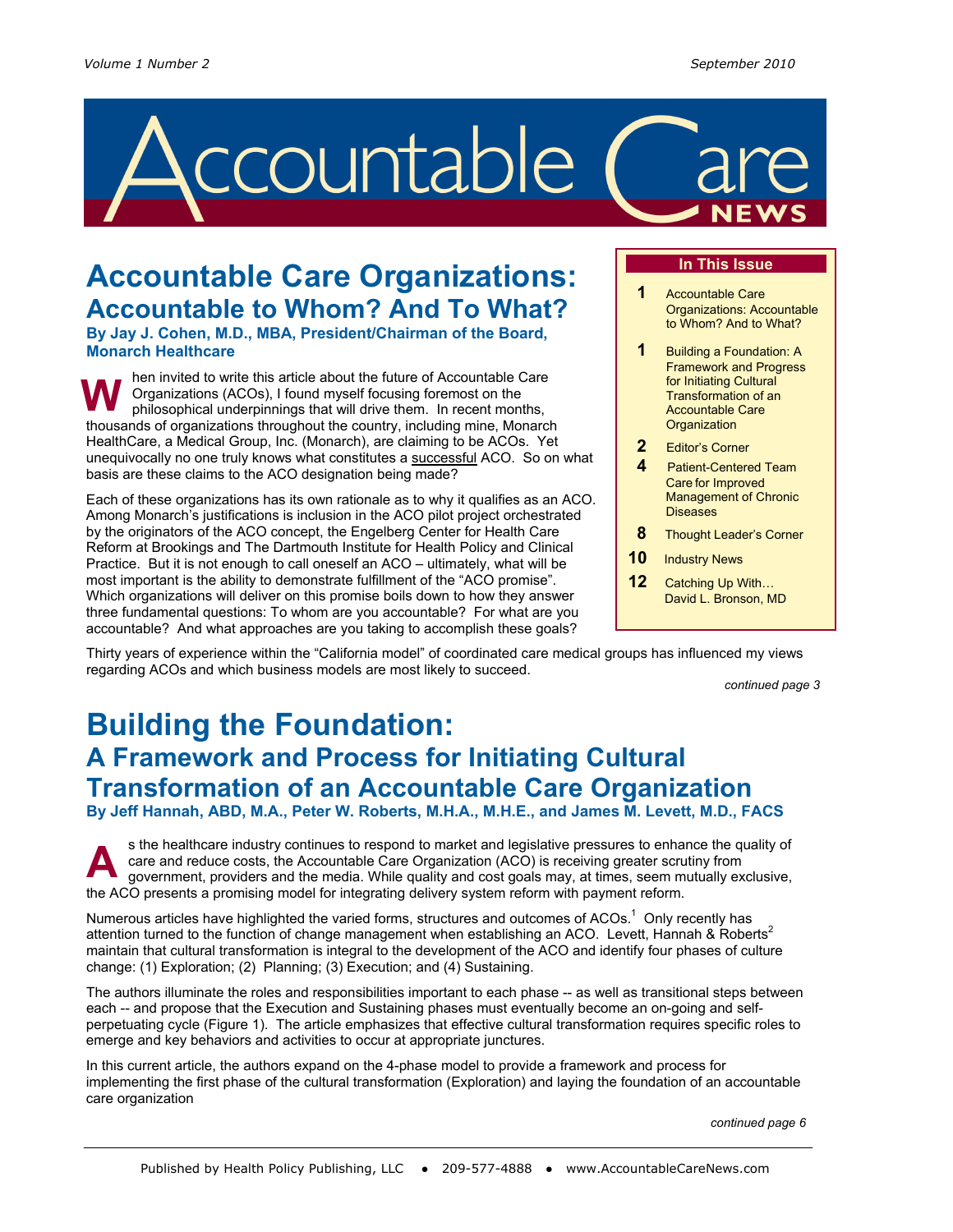# Accountable Care News

## In This Issue

- **1** Accountable Care Organizations: Accountable to Whom? And to What?
- **1** Building a Foundation: A Framework and Progress for Initiating Cultural Transformation of an Accountable Care Organization
- **2** Editor's Corner
- **4** Patient-Centered Team Care for Improved Management of Chronic Diseases
- **8** Thought Leader's Corner
- **10** Industry News
- **12** Catching Up With… David L. Bronson, MD

# Accountable Care Organizations: Accountable to Whom? And To What?

**By Jay J. Cohen, M.D., MBA, President/Chairman of the Board, Monarch Healthcare**

When invited to write this article about the future of Accountable Care Organizations (ACOs), I found myself focusing foremost on the philosophical underpinnings that will drive them. In recent months, thousands of organizations throughout the country, including mine, Monarch HealthCare, a Medical Group, Inc. (Monarch), are claiming to be ACOs. Yet unequivocally no one truly knows what constitutes a successful ACO. So on what basis are these claims to the ACO designation being made?

Each of these organizations has its own rationale as to why it qualifies as an ACO. Among Monarch's justifications is inclusion in the ACO pilot project orchestrated by the originators of the ACO concept, the Engelberg Center for Health Care Reform at Brookings and The Dartmouth Institute for Health Policy and Clinical Practice. But it is not enough to call oneself an ACO – ultimately, what will be most important is the ability to demonstrate fulfillment of the "ACO promise". Which organizations will deliver on this promise boils down to how they answer three fundamental questions: To whom are you accountable? For what are you accountable? And what approaches are you taking to accomplish these goals?

Thirty years of experience within the "California model" of coordinated care medical groups has influenced my views regarding ACOs and which business models are most likely to succeed.

*continued page 3*

# Building the Foundation: A Framework and Process for Initiating Cultural Transformation of an Accountable Care Organization

**By Jeff Hannah, ABD, M.A., Peter W. Roberts, M.H.A., M.H.E., and James M. Levett, M.D., FACS**

As the healthcare industry continues to respond to market and legislative pressures to enhance the quality of care and reduce costs, the Accountable Care Organization (ACO) is receiving greater scrutiny from government, providers and the media. While quality and cost goals may, at times, seem mutually exclusive, the ACO presents a promising model for integrating delivery system reform with payment reform.

Numerous articles have highlighted the varied forms, structures and outcomes of ACOs.[1] Only recently has attention turned to the function of change management when establishing an ACO. Levett, Hannah & Roberts[2] maintain that cultural transformation is integral to the development of the ACO and identify four phases of culture change: (1) Exploration; (2) Planning; (3) Execution; and (4) Sustaining.

The authors illuminate the roles and responsibilities important to each phase -- as well as transitional steps between each -- and propose that the Execution and Sustaining phases must eventually become an on-going and self-perpetuating cycle (Figure 1). The article emphasizes that effective cultural transformation requires specific roles to emerge and key behaviors and activities to occur at appropriate junctures.

In this current article, the authors expand on the 4-phase model to provide a framework and process for implementing the first phase of the cultural transformation (Exploration) and laying the foundation of an accountable care organization

*continued page 6*

Published by Health Policy Publishing, LLC • 209-577-4888 • www.AccountableCareNews.com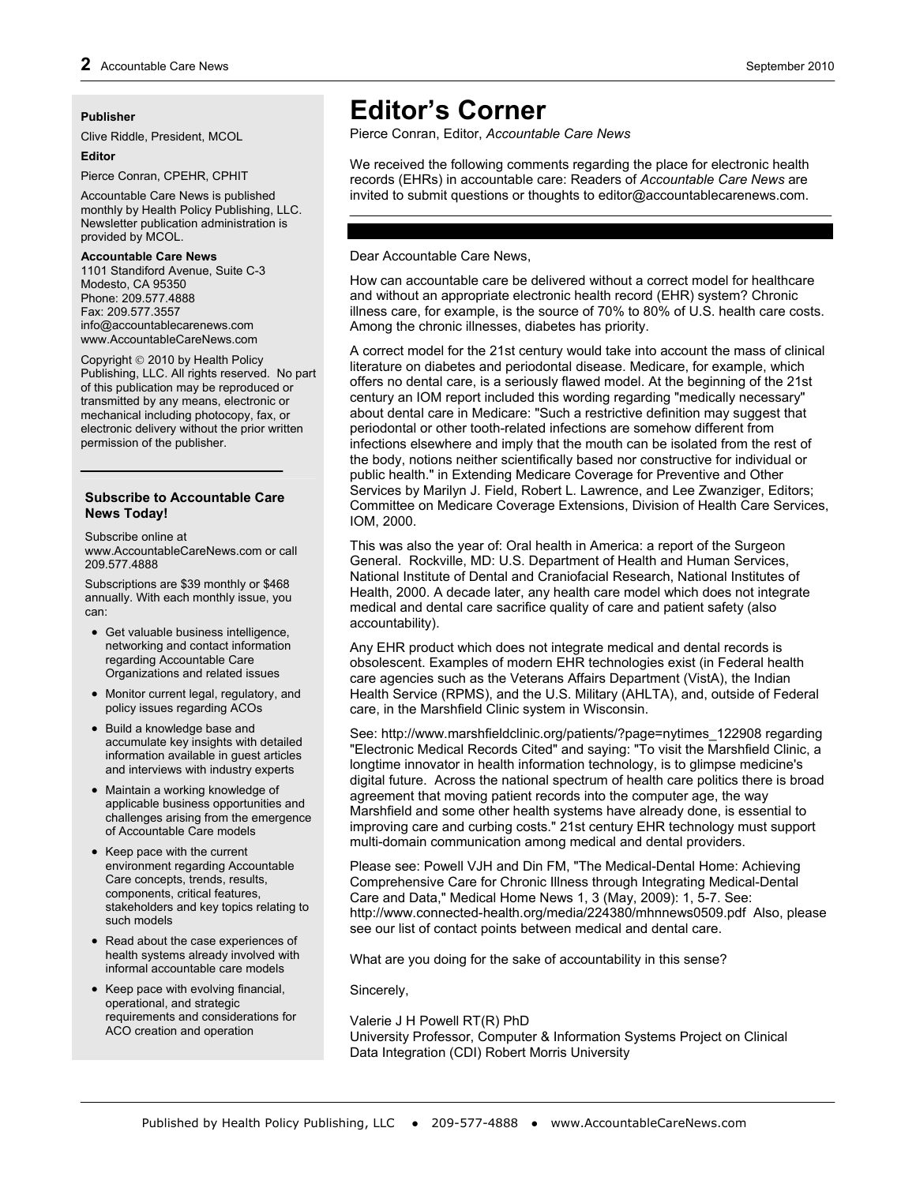**Publisher**

Clive Riddle, President, MCOL

**Editor**

Pierce Conran, CPEHR, CPHIT

Accountable Care News is published monthly by Health Policy Publishing, LLC. Newsletter publication administration is provided by MCOL.

**Accountable Care News**
1101 Standiford Avenue, Suite C-3
Modesto, CA 95350
Phone: 209.577.4888
Fax: 209.577.3557
info@accountablecarenews.com
www.AccountableCareNews.com

Copyright © 2010 by Health Policy Publishing, LLC. All rights reserved. No part of this publication may be reproduced or transmitted by any means, electronic or mechanical including photocopy, fax, or electronic delivery without the prior written permission of the publisher.

**Subscribe to Accountable Care News Today!**

Subscribe online at www.AccountableCareNews.com or call 209.577.4888

Subscriptions are $39 monthly or $468 annually. With each monthly issue, you can:

- Get valuable business intelligence, networking and contact information regarding Accountable Care Organizations and related issues
- Monitor current legal, regulatory, and policy issues regarding ACOs
- Build a knowledge base and accumulate key insights with detailed information available in guest articles and interviews with industry experts
- Maintain a working knowledge of applicable business opportunities and challenges arising from the emergence of Accountable Care models
- Keep pace with the current environment regarding Accountable Care concepts, trends, results, components, critical features, stakeholders and key topics relating to such models
- Read about the case experiences of health systems already involved with informal accountable care models
- Keep pace with evolving financial, operational, and strategic requirements and considerations for ACO creation and operation

# Editor's Corner

Pierce Conran, Editor, *Accountable Care News*

We received the following comments regarding the place for electronic health records (EHRs) in accountable care: Readers of *Accountable Care News* are invited to submit questions or thoughts to editor@accountablecarenews.com.

---

Dear Accountable Care News,

How can accountable care be delivered without a correct model for healthcare and without an appropriate electronic health record (EHR) system? Chronic illness care, for example, is the source of 70% to 80% of U.S. health care costs. Among the chronic illnesses, diabetes has priority.

A correct model for the 21st century would take into account the mass of clinical literature on diabetes and periodontal disease. Medicare, for example, which offers no dental care, is a seriously flawed model. At the beginning of the 21st century an IOM report included this wording regarding "medically necessary" about dental care in Medicare: "Such a restrictive definition may suggest that periodontal or other tooth-related infections are somehow different from infections elsewhere and imply that the mouth can be isolated from the rest of the body, notions neither scientifically based nor constructive for individual or public health." in Extending Medicare Coverage for Preventive and Other Services by Marilyn J. Field, Robert L. Lawrence, and Lee Zwanziger, Editors; Committee on Medicare Coverage Extensions, Division of Health Care Services, IOM, 2000.

This was also the year of: Oral health in America: a report of the Surgeon General. Rockville, MD: U.S. Department of Health and Human Services, National Institute of Dental and Craniofacial Research, National Institutes of Health, 2000. A decade later, any health care model which does not integrate medical and dental care sacrifice quality of care and patient safety (also accountability).

Any EHR product which does not integrate medical and dental records is obsolescent. Examples of modern EHR technologies exist (in Federal health care agencies such as the Veterans Affairs Department (VistA), the Indian Health Service (RPMS), and the U.S. Military (AHLTA), and, outside of Federal care, in the Marshfield Clinic system in Wisconsin.

See: http://www.marshfieldclinic.org/patients/?page=nytimes_122908 regarding "Electronic Medical Records Cited" and saying: "To visit the Marshfield Clinic, a longtime innovator in health information technology, is to glimpse medicine's digital future. Across the national spectrum of health care politics there is broad agreement that moving patient records into the computer age, the way Marshfield and some other health systems have already done, is essential to improving care and curbing costs." 21st century EHR technology must support multi-domain communication among medical and dental providers.

Please see: Powell VJH and Din FM, "The Medical-Dental Home: Achieving Comprehensive Care for Chronic Illness through Integrating Medical-Dental Care and Data," Medical Home News 1, 3 (May, 2009): 1, 5-7. See: http://www.connected-health.org/media/224380/mhnnews0509.pdf Also, please see our list of contact points between medical and dental care.

What are you doing for the sake of accountability in this sense?

Sincerely,

Valerie J H Powell RT(R) PhD
University Professor, Computer & Information Systems Project on Clinical Data Integration (CDI) Robert Morris University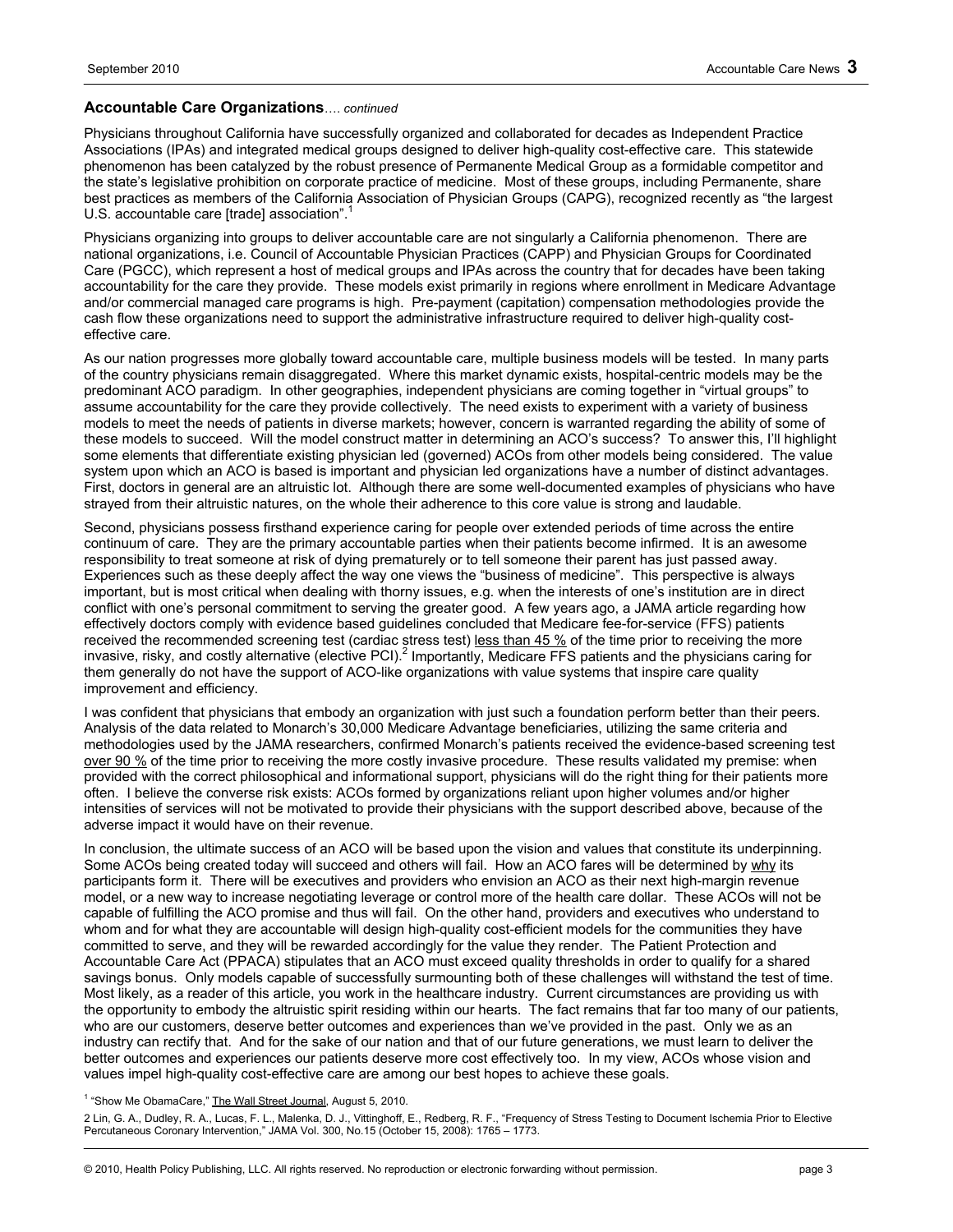**Accountable Care Organizations**…. *continued*

Physicians throughout California have successfully organized and collaborated for decades as Independent Practice Associations (IPAs) and integrated medical groups designed to deliver high-quality cost-effective care. This statewide phenomenon has been catalyzed by the robust presence of Permanente Medical Group as a formidable competitor and the state's legislative prohibition on corporate practice of medicine. Most of these groups, including Permanente, share best practices as members of the California Association of Physician Groups (CAPG), recognized recently as "the largest U.S. accountable care [trade] association".[1]

Physicians organizing into groups to deliver accountable care are not singularly a California phenomenon. There are national organizations, i.e. Council of Accountable Physician Practices (CAPP) and Physician Groups for Coordinated Care (PGCC), which represent a host of medical groups and IPAs across the country that for decades have been taking accountability for the care they provide. These models exist primarily in regions where enrollment in Medicare Advantage and/or commercial managed care programs is high. Pre-payment (capitation) compensation methodologies provide the cash flow these organizations need to support the administrative infrastructure required to deliver high-quality cost-effective care.

As our nation progresses more globally toward accountable care, multiple business models will be tested. In many parts of the country physicians remain disaggregated. Where this market dynamic exists, hospital-centric models may be the predominant ACO paradigm. In other geographies, independent physicians are coming together in "virtual groups" to assume accountability for the care they provide collectively. The need exists to experiment with a variety of business models to meet the needs of patients in diverse markets; however, concern is warranted regarding the ability of some of these models to succeed. Will the model construct matter in determining an ACO's success? To answer this, I'll highlight some elements that differentiate existing physician led (governed) ACOs from other models being considered. The value system upon which an ACO is based is important and physician led organizations have a number of distinct advantages. First, doctors in general are an altruistic lot. Although there are some well-documented examples of physicians who have strayed from their altruistic natures, on the whole their adherence to this core value is strong and laudable.

Second, physicians possess firsthand experience caring for people over extended periods of time across the entire continuum of care. They are the primary accountable parties when their patients become infirmed. It is an awesome responsibility to treat someone at risk of dying prematurely or to tell someone their parent has just passed away. Experiences such as these deeply affect the way one views the "business of medicine". This perspective is always important, but is most critical when dealing with thorny issues, e.g. when the interests of one's institution are in direct conflict with one's personal commitment to serving the greater good. A few years ago, a JAMA article regarding how effectively doctors comply with evidence based guidelines concluded that Medicare fee-for-service (FFS) patients received the recommended screening test (cardiac stress test) less than 45 % of the time prior to receiving the more invasive, risky, and costly alternative (elective PCI).[2] Importantly, Medicare FFS patients and the physicians caring for them generally do not have the support of ACO-like organizations with value systems that inspire care quality improvement and efficiency.

I was confident that physicians that embody an organization with just such a foundation perform better than their peers. Analysis of the data related to Monarch's 30,000 Medicare Advantage beneficiaries, utilizing the same criteria and methodologies used by the JAMA researchers, confirmed Monarch's patients received the evidence-based screening test over 90 % of the time prior to receiving the more costly invasive procedure. These results validated my premise: when provided with the correct philosophical and informational support, physicians will do the right thing for their patients more often. I believe the converse risk exists: ACOs formed by organizations reliant upon higher volumes and/or higher intensities of services will not be motivated to provide their physicians with the support described above, because of the adverse impact it would have on their revenue.

In conclusion, the ultimate success of an ACO will be based upon the vision and values that constitute its underpinning. Some ACOs being created today will succeed and others will fail. How an ACO fares will be determined by why its participants form it. There will be executives and providers who envision an ACO as their next high-margin revenue model, or a new way to increase negotiating leverage or control more of the health care dollar. These ACOs will not be capable of fulfilling the ACO promise and thus will fail. On the other hand, providers and executives who understand to whom and for what they are accountable will design high-quality cost-efficient models for the communities they have committed to serve, and they will be rewarded accordingly for the value they render. The Patient Protection and Accountable Care Act (PPACA) stipulates that an ACO must exceed quality thresholds in order to qualify for a shared savings bonus. Only models capable of successfully surmounting both of these challenges will withstand the test of time. Most likely, as a reader of this article, you work in the healthcare industry. Current circumstances are providing us with the opportunity to embody the altruistic spirit residing within our hearts. The fact remains that far too many of our patients, who are our customers, deserve better outcomes and experiences than we've provided in the past. Only we as an industry can rectify that. And for the sake of our nation and that of our future generations, we must learn to deliver the better outcomes and experiences our patients deserve more cost effectively too. In my view, ACOs whose vision and values impel high-quality cost-effective care are among our best hopes to achieve these goals.

[1] "Show Me ObamaCare," The Wall Street Journal, August 5, 2010.

2 Lin, G. A., Dudley, R. A., Lucas, F. L., Malenka, D. J., Vittinghoff, E., Redberg, R. F., "Frequency of Stress Testing to Document Ischemia Prior to Elective Percutaneous Coronary Intervention," JAMA Vol. 300, No.15 (October 15, 2008): 1765 – 1773.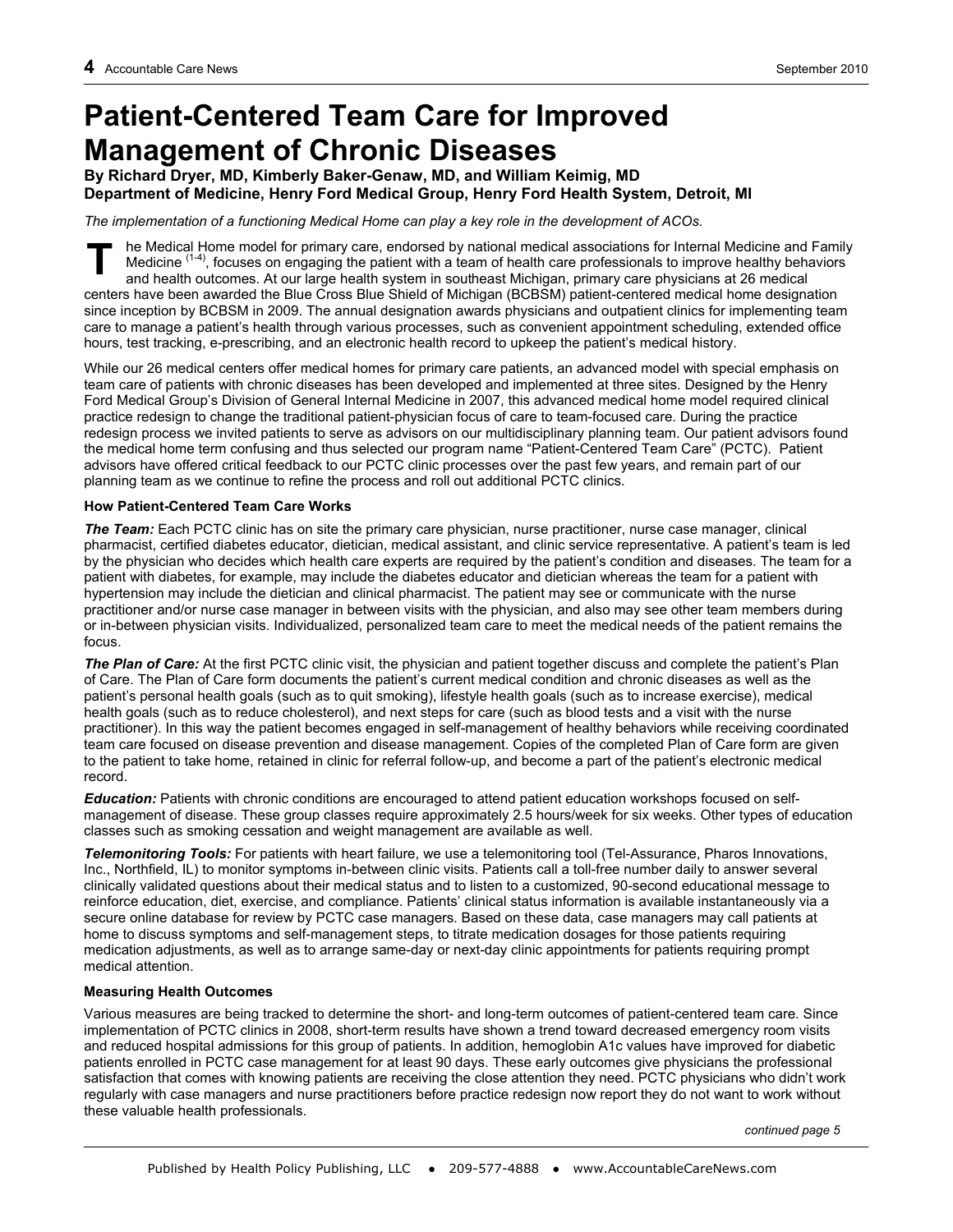# Patient-Centered Team Care for Improved Management of Chronic Diseases

**By Richard Dryer, MD, Kimberly Baker-Genaw, MD, and William Keimig, MD**
**Department of Medicine, Henry Ford Medical Group, Henry Ford Health System, Detroit, MI**

*The implementation of a functioning Medical Home can play a key role in the development of ACOs.*

The Medical Home model for primary care, endorsed by national medical associations for Internal Medicine and Family Medicine [1-4], focuses on engaging the patient with a team of health care professionals to improve healthy behaviors and health outcomes. At our large health system in southeast Michigan, primary care physicians at 26 medical centers have been awarded the Blue Cross Blue Shield of Michigan (BCBSM) patient-centered medical home designation since inception by BCBSM in 2009. The annual designation awards physicians and outpatient clinics for implementing team care to manage a patient's health through various processes, such as convenient appointment scheduling, extended office hours, test tracking, e-prescribing, and an electronic health record to upkeep the patient's medical history.

While our 26 medical centers offer medical homes for primary care patients, an advanced model with special emphasis on team care of patients with chronic diseases has been developed and implemented at three sites. Designed by the Henry Ford Medical Group's Division of General Internal Medicine in 2007, this advanced medical home model required clinical practice redesign to change the traditional patient-physician focus of care to team-focused care. During the practice redesign process we invited patients to serve as advisors on our multidisciplinary planning team. Our patient advisors found the medical home term confusing and thus selected our program name "Patient-Centered Team Care" (PCTC). Patient advisors have offered critical feedback to our PCTC clinic processes over the past few years, and remain part of our planning team as we continue to refine the process and roll out additional PCTC clinics.

**How Patient-Centered Team Care Works**

***The Team:*** Each PCTC clinic has on site the primary care physician, nurse practitioner, nurse case manager, clinical pharmacist, certified diabetes educator, dietician, medical assistant, and clinic service representative. A patient's team is led by the physician who decides which health care experts are required by the patient's condition and diseases. The team for a patient with diabetes, for example, may include the diabetes educator and dietician whereas the team for a patient with hypertension may include the dietician and clinical pharmacist. The patient may see or communicate with the nurse practitioner and/or nurse case manager in between visits with the physician, and also may see other team members during or in-between physician visits. Individualized, personalized team care to meet the medical needs of the patient remains the focus.

***The Plan of Care:*** At the first PCTC clinic visit, the physician and patient together discuss and complete the patient's Plan of Care. The Plan of Care form documents the patient's current medical condition and chronic diseases as well as the patient's personal health goals (such as to quit smoking), lifestyle health goals (such as to increase exercise), medical health goals (such as to reduce cholesterol), and next steps for care (such as blood tests and a visit with the nurse practitioner). In this way the patient becomes engaged in self-management of healthy behaviors while receiving coordinated team care focused on disease prevention and disease management. Copies of the completed Plan of Care form are given to the patient to take home, retained in clinic for referral follow-up, and become a part of the patient's electronic medical record.

***Education:*** Patients with chronic conditions are encouraged to attend patient education workshops focused on self-management of disease. These group classes require approximately 2.5 hours/week for six weeks. Other types of education classes such as smoking cessation and weight management are available as well.

***Telemonitoring Tools:*** For patients with heart failure, we use a telemonitoring tool (Tel-Assurance, Pharos Innovations, Inc., Northfield, IL) to monitor symptoms in-between clinic visits. Patients call a toll-free number daily to answer several clinically validated questions about their medical status and to listen to a customized, 90-second educational message to reinforce education, diet, exercise, and compliance. Patients' clinical status information is available instantaneously via a secure online database for review by PCTC case managers. Based on these data, case managers may call patients at home to discuss symptoms and self-management steps, to titrate medication dosages for those patients requiring medication adjustments, as well as to arrange same-day or next-day clinic appointments for patients requiring prompt medical attention.

**Measuring Health Outcomes**

Various measures are being tracked to determine the short- and long-term outcomes of patient-centered team care. Since implementation of PCTC clinics in 2008, short-term results have shown a trend toward decreased emergency room visits and reduced hospital admissions for this group of patients. In addition, hemoglobin A1c values have improved for diabetic patients enrolled in PCTC case management for at least 90 days. These early outcomes give physicians the professional satisfaction that comes with knowing patients are receiving the close attention they need. PCTC physicians who didn't work regularly with case managers and nurse practitioners before practice redesign now report they do not want to work without these valuable health professionals.

*continued page 5*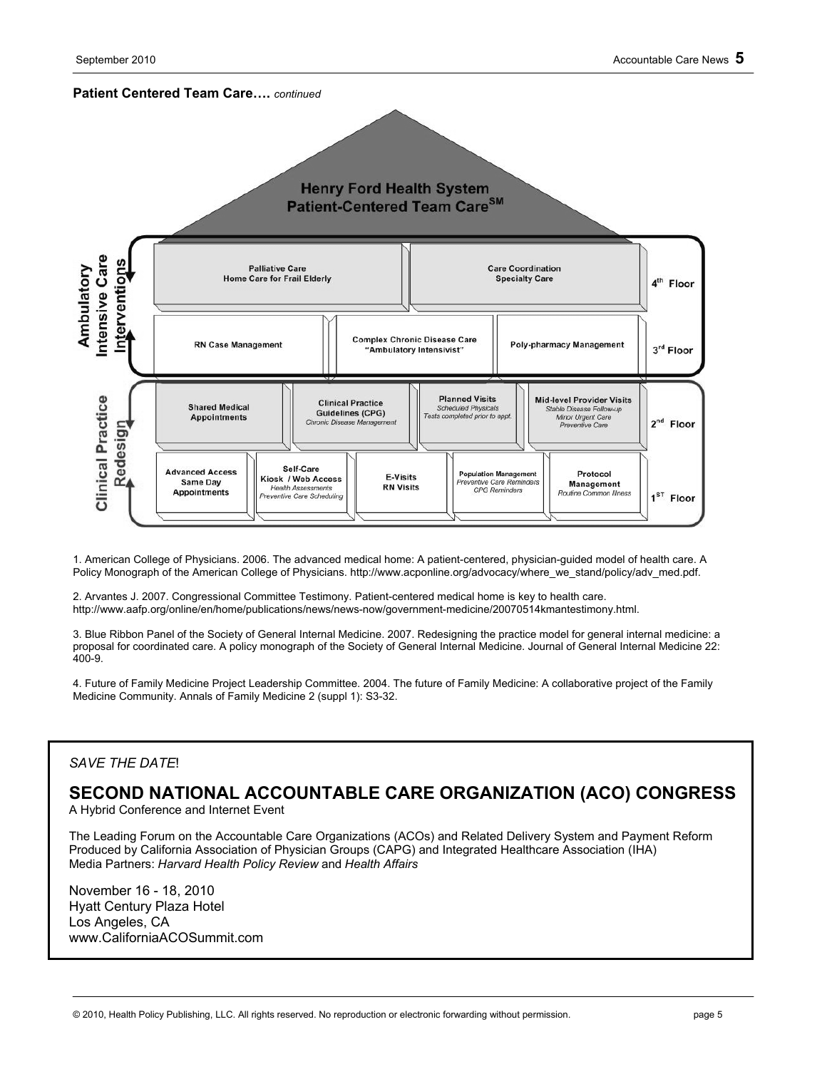**Patient Centered Team Care….** *continued*

**Henry Ford Health System**
**Patient-Centered Team Care℠**

| Ambulatory Intensive Care Interventions | | | | | |
|---|---|---|---|---|---|
| **4th Floor** | Palliative Care / Home Care for Frail Elderly | | Care Coordination / Specialty Care | | |
| **3rd Floor** | RN Case Management | Complex Chronic Disease Care "Ambulatory Intensivist" | Poly-pharmacy Management | | |

| Clinical Practice Redesign | | | | | |
|---|---|---|---|---|---|
| **2nd Floor** | Shared Medical Appointments | Clinical Practice Guidelines (CPG) *Chronic Disease Management* | Planned Visits *Scheduled Physicals* *Tests completed prior to appt.* | Mid-level Provider Visits *Stable Disease Follow-up* *Minor Urgent Care* *Preventive Care* | |
| **1st Floor** | Advanced Access Same Day Appointments | Self-Care Kiosk / Web Access *Health Assessments* *Preventive Care Scheduling* | E-Visits RN Visits | Population Management *Preventive Care Reminders* *CPG Reminders* | Protocol Management *Routine Common Illness* |

1. American College of Physicians. 2006. The advanced medical home: A patient-centered, physician-guided model of health care. A Policy Monograph of the American College of Physicians. http://www.acponline.org/advocacy/where_we_stand/policy/adv_med.pdf.

2. Arvantes J. 2007. Congressional Committee Testimony. Patient-centered medical home is key to health care. http://www.aafp.org/online/en/home/publications/news/news-now/government-medicine/20070514kmantestimony.html.

3. Blue Ribbon Panel of the Society of General Internal Medicine. 2007. Redesigning the practice model for general internal medicine: a proposal for coordinated care. A policy monograph of the Society of General Internal Medicine. Journal of General Internal Medicine 22: 400-9.

4. Future of Family Medicine Project Leadership Committee. 2004. The future of Family Medicine: A collaborative project of the Family Medicine Community. Annals of Family Medicine 2 (suppl 1): S3-32.

---

*SAVE THE DATE*!

## SECOND NATIONAL ACCOUNTABLE CARE ORGANIZATION (ACO) CONGRESS

A Hybrid Conference and Internet Event

The Leading Forum on the Accountable Care Organizations (ACOs) and Related Delivery System and Payment Reform
Produced by California Association of Physician Groups (CAPG) and Integrated Healthcare Association (IHA)
Media Partners: *Harvard Health Policy Review* and *Health Affairs*

November 16 - 18, 2010
Hyatt Century Plaza Hotel
Los Angeles, CA
www.CaliforniaACOSummit.com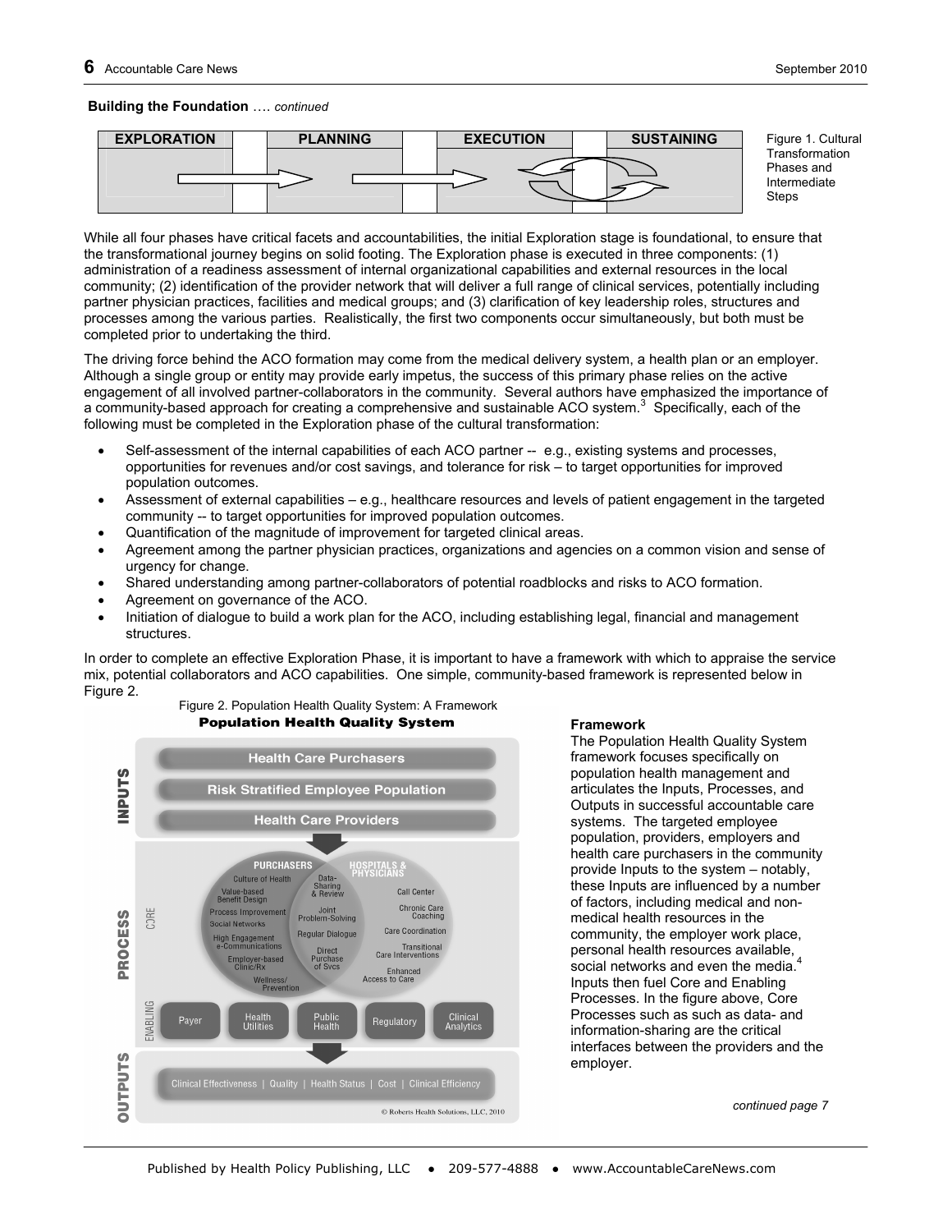**Building the Foundation** …. *continued*

| EXPLORATION | | PLANNING | | EXECUTION | | SUSTAINING |
|---|---|---|---|---|---|---|

Figure 1. Cultural Transformation Phases and Intermediate Steps

While all four phases have critical facets and accountabilities, the initial Exploration stage is foundational, to ensure that the transformational journey begins on solid footing. The Exploration phase is executed in three components: (1) administration of a readiness assessment of internal organizational capabilities and external resources in the local community; (2) identification of the provider network that will deliver a full range of clinical services, potentially including partner physician practices, facilities and medical groups; and (3) clarification of key leadership roles, structures and processes among the various parties. Realistically, the first two components occur simultaneously, but both must be completed prior to undertaking the third.

The driving force behind the ACO formation may come from the medical delivery system, a health plan or an employer. Although a single group or entity may provide early impetus, the success of this primary phase relies on the active engagement of all involved partner-collaborators in the community. Several authors have emphasized the importance of a community-based approach for creating a comprehensive and sustainable ACO system.[3] Specifically, each of the following must be completed in the Exploration phase of the cultural transformation:

- Self-assessment of the internal capabilities of each ACO partner -- e.g., existing systems and processes, opportunities for revenues and/or cost savings, and tolerance for risk – to target opportunities for improved population outcomes.
- Assessment of external capabilities – e.g., healthcare resources and levels of patient engagement in the targeted community -- to target opportunities for improved population outcomes.
- Quantification of the magnitude of improvement for targeted clinical areas.
- Agreement among the partner physician practices, organizations and agencies on a common vision and sense of urgency for change.
- Shared understanding among partner-collaborators of potential roadblocks and risks to ACO formation.
- Agreement on governance of the ACO.
- Initiation of dialogue to build a work plan for the ACO, including establishing legal, financial and management structures.

In order to complete an effective Exploration Phase, it is important to have a framework with which to appraise the service mix, potential collaborators and ACO capabilities. One simple, community-based framework is represented below in Figure 2.

Figure 2. Population Health Quality System: A Framework

**Population Health Quality System**

**INPUTS**
- Health Care Purchasers
- Risk Stratified Employee Population
- Health Care Providers

**PROCESS**

CORE

- PURCHASERS: Culture of Health; Value-based Benefit Design; Process Improvement; Social Networks; High Engagement e-Communications; Employer-based Clinic/Rx; Wellness/Prevention
- Shared: Data-Sharing & Review; Joint Problem-Solving; Regular Dialogue; Direct Purchase of Svcs
- HOSPITALS & PHYSICIANS: Call Center; Chronic Care Coaching; Care Coordination; Transitional Care Interventions; Enhanced Access to Care

ENABLING: Payer | Health Utilities | Public Health | Regulatory | Clinical Analytics

**OUTPUTS**
Clinical Effectiveness | Quality | Health Status | Cost | Clinical Efficiency

© Roberts Health Solutions, LLC, 2010

**Framework**

The Population Health Quality System framework focuses specifically on population health management and articulates the Inputs, Processes, and Outputs in successful accountable care systems. The targeted employee population, providers, employers and health care purchasers in the community provide Inputs to the system – notably, these Inputs are influenced by a number of factors, including medical and non-medical health resources in the community, the employer work place, personal health resources available, social networks and even the media.[4] Inputs then fuel Core and Enabling Processes. In the figure above, Core Processes such as such as data- and information-sharing are the critical interfaces between the providers and the employer.

*continued page 7*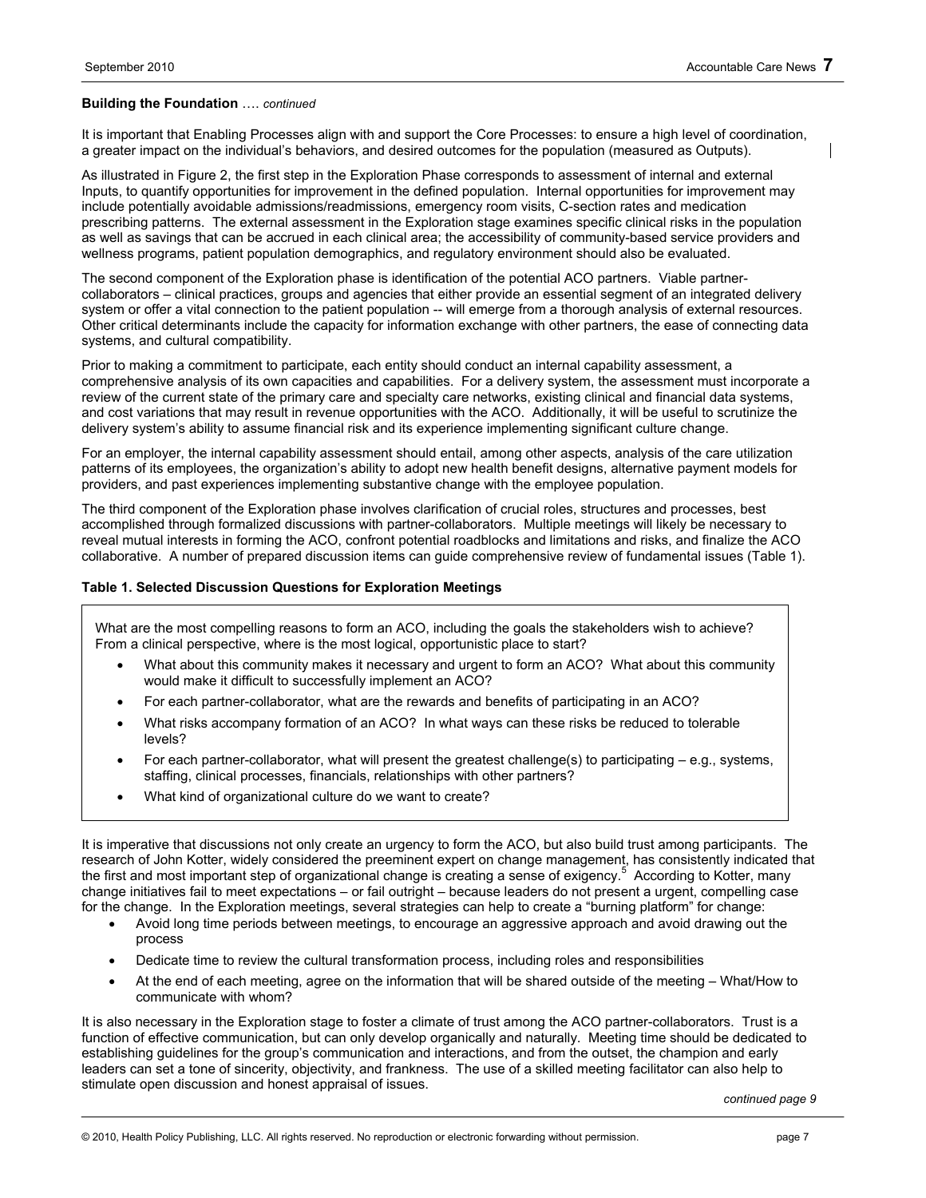**Building the Foundation** …. *continued*

It is important that Enabling Processes align with and support the Core Processes: to ensure a high level of coordination, a greater impact on the individual's behaviors, and desired outcomes for the population (measured as Outputs).

As illustrated in Figure 2, the first step in the Exploration Phase corresponds to assessment of internal and external Inputs, to quantify opportunities for improvement in the defined population. Internal opportunities for improvement may include potentially avoidable admissions/readmissions, emergency room visits, C-section rates and medication prescribing patterns. The external assessment in the Exploration stage examines specific clinical risks in the population as well as savings that can be accrued in each clinical area; the accessibility of community-based service providers and wellness programs, patient population demographics, and regulatory environment should also be evaluated.

The second component of the Exploration phase is identification of the potential ACO partners. Viable partner-collaborators – clinical practices, groups and agencies that either provide an essential segment of an integrated delivery system or offer a vital connection to the patient population -- will emerge from a thorough analysis of external resources. Other critical determinants include the capacity for information exchange with other partners, the ease of connecting data systems, and cultural compatibility.

Prior to making a commitment to participate, each entity should conduct an internal capability assessment, a comprehensive analysis of its own capacities and capabilities. For a delivery system, the assessment must incorporate a review of the current state of the primary care and specialty care networks, existing clinical and financial data systems, and cost variations that may result in revenue opportunities with the ACO. Additionally, it will be useful to scrutinize the delivery system's ability to assume financial risk and its experience implementing significant culture change.

For an employer, the internal capability assessment should entail, among other aspects, analysis of the care utilization patterns of its employees, the organization's ability to adopt new health benefit designs, alternative payment models for providers, and past experiences implementing substantive change with the employee population.

The third component of the Exploration phase involves clarification of crucial roles, structures and processes, best accomplished through formalized discussions with partner-collaborators. Multiple meetings will likely be necessary to reveal mutual interests in forming the ACO, confront potential roadblocks and limitations and risks, and finalize the ACO collaborative. A number of prepared discussion items can guide comprehensive review of fundamental issues (Table 1).

**Table 1. Selected Discussion Questions for Exploration Meetings**

What are the most compelling reasons to form an ACO, including the goals the stakeholders wish to achieve? From a clinical perspective, where is the most logical, opportunistic place to start?

- What about this community makes it necessary and urgent to form an ACO? What about this community would make it difficult to successfully implement an ACO?
- For each partner-collaborator, what are the rewards and benefits of participating in an ACO?
- What risks accompany formation of an ACO? In what ways can these risks be reduced to tolerable levels?
- For each partner-collaborator, what will present the greatest challenge(s) to participating – e.g., systems, staffing, clinical processes, financials, relationships with other partners?
- What kind of organizational culture do we want to create?

It is imperative that discussions not only create an urgency to form the ACO, but also build trust among participants. The research of John Kotter, widely considered the preeminent expert on change management, has consistently indicated that the first and most important step of organizational change is creating a sense of exigency.[5] According to Kotter, many change initiatives fail to meet expectations – or fail outright – because leaders do not present a urgent, compelling case for the change. In the Exploration meetings, several strategies can help to create a "burning platform" for change:

- Avoid long time periods between meetings, to encourage an aggressive approach and avoid drawing out the process
- Dedicate time to review the cultural transformation process, including roles and responsibilities
- At the end of each meeting, agree on the information that will be shared outside of the meeting – What/How to communicate with whom?

It is also necessary in the Exploration stage to foster a climate of trust among the ACO partner-collaborators. Trust is a function of effective communication, but can only develop organically and naturally. Meeting time should be dedicated to establishing guidelines for the group's communication and interactions, and from the outset, the champion and early leaders can set a tone of sincerity, objectivity, and frankness. The use of a skilled meeting facilitator can also help to stimulate open discussion and honest appraisal of issues.

*continued page 9*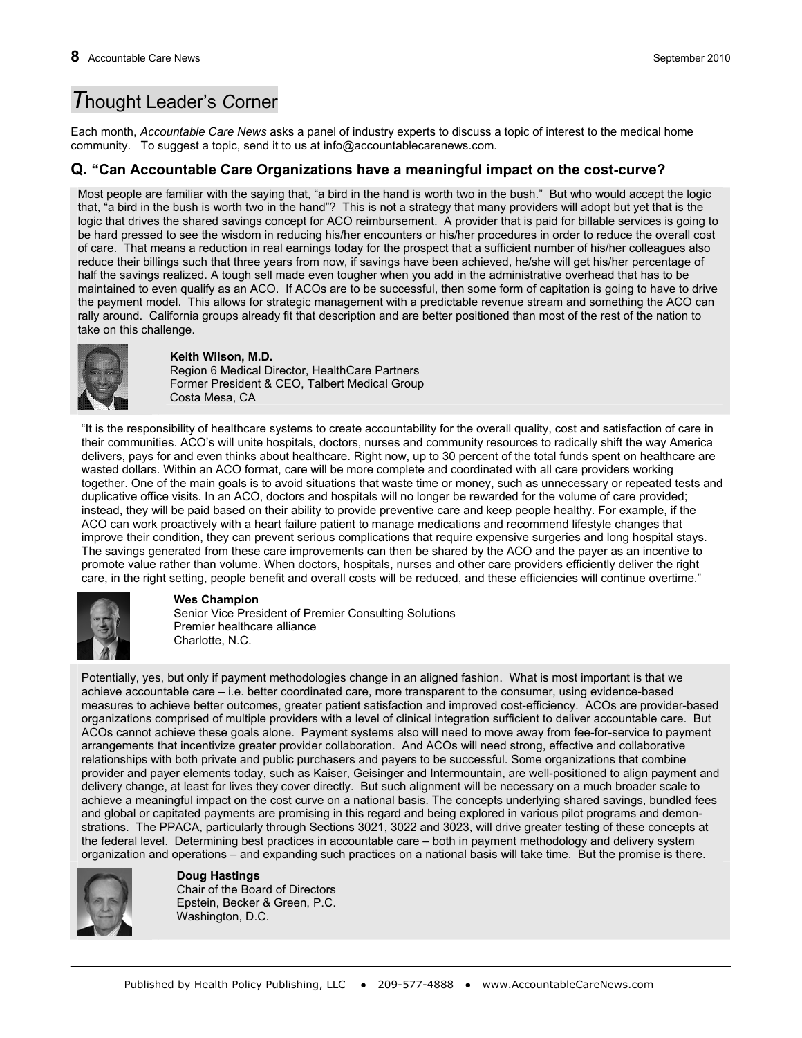## Thought Leader's Corner

Each month, *Accountable Care News* asks a panel of industry experts to discuss a topic of interest to the medical home community. To suggest a topic, send it to us at info@accountablecarenews.com.

### Q. "Can Accountable Care Organizations have a meaningful impact on the cost-curve?

Most people are familiar with the saying that, "a bird in the hand is worth two in the bush." But who would accept the logic that, "a bird in the bush is worth two in the hand"? This is not a strategy that many providers will adopt but yet that is the logic that drives the shared savings concept for ACO reimbursement. A provider that is paid for billable services is going to be hard pressed to see the wisdom in reducing his/her encounters or his/her procedures in order to reduce the overall cost of care. That means a reduction in real earnings today for the prospect that a sufficient number of his/her colleagues also reduce their billings such that three years from now, if savings have been achieved, he/she will get his/her percentage of half the savings realized. A tough sell made even tougher when you add in the administrative overhead that has to be maintained to even qualify as an ACO. If ACOs are to be successful, then some form of capitation is going to have to drive the payment model. This allows for strategic management with a predictable revenue stream and something the ACO can rally around. California groups already fit that description and are better positioned than most of the rest of the nation to take on this challenge.

**Keith Wilson, M.D.**
Region 6 Medical Director, HealthCare Partners
Former President & CEO, Talbert Medical Group
Costa Mesa, CA

"It is the responsibility of healthcare systems to create accountability for the overall quality, cost and satisfaction of care in their communities. ACO's will unite hospitals, doctors, nurses and community resources to radically shift the way America delivers, pays for and even thinks about healthcare. Right now, up to 30 percent of the total funds spent on healthcare are wasted dollars. Within an ACO format, care will be more complete and coordinated with all care providers working together. One of the main goals is to avoid situations that waste time or money, such as unnecessary or repeated tests and duplicative office visits. In an ACO, doctors and hospitals will no longer be rewarded for the volume of care provided; instead, they will be paid based on their ability to provide preventive care and keep people healthy. For example, if the ACO can work proactively with a heart failure patient to manage medications and recommend lifestyle changes that improve their condition, they can prevent serious complications that require expensive surgeries and long hospital stays. The savings generated from these care improvements can then be shared by the ACO and the payer as an incentive to promote value rather than volume. When doctors, hospitals, nurses and other care providers efficiently deliver the right care, in the right setting, people benefit and overall costs will be reduced, and these efficiencies will continue overtime."

**Wes Champion**
Senior Vice President of Premier Consulting Solutions
Premier healthcare alliance
Charlotte, N.C.

Potentially, yes, but only if payment methodologies change in an aligned fashion. What is most important is that we achieve accountable care – i.e. better coordinated care, more transparent to the consumer, using evidence-based measures to achieve better outcomes, greater patient satisfaction and improved cost-efficiency. ACOs are provider-based organizations comprised of multiple providers with a level of clinical integration sufficient to deliver accountable care. But ACOs cannot achieve these goals alone. Payment systems also will need to move away from fee-for-service to payment arrangements that incentivize greater provider collaboration. And ACOs will need strong, effective and collaborative relationships with both private and public purchasers and payers to be successful. Some organizations that combine provider and payer elements today, such as Kaiser, Geisinger and Intermountain, are well-positioned to align payment and delivery change, at least for lives they cover directly. But such alignment will be necessary on a much broader scale to achieve a meaningful impact on the cost curve on a national basis. The concepts underlying shared savings, bundled fees and global or capitated payments are promising in this regard and being explored in various pilot programs and demonstrations. The PPACA, particularly through Sections 3021, 3022 and 3023, will drive greater testing of these concepts at the federal level. Determining best practices in accountable care – both in payment methodology and delivery system organization and operations – and expanding such practices on a national basis will take time. But the promise is there.

**Doug Hastings**
Chair of the Board of Directors
Epstein, Becker & Green, P.C.
Washington, D.C.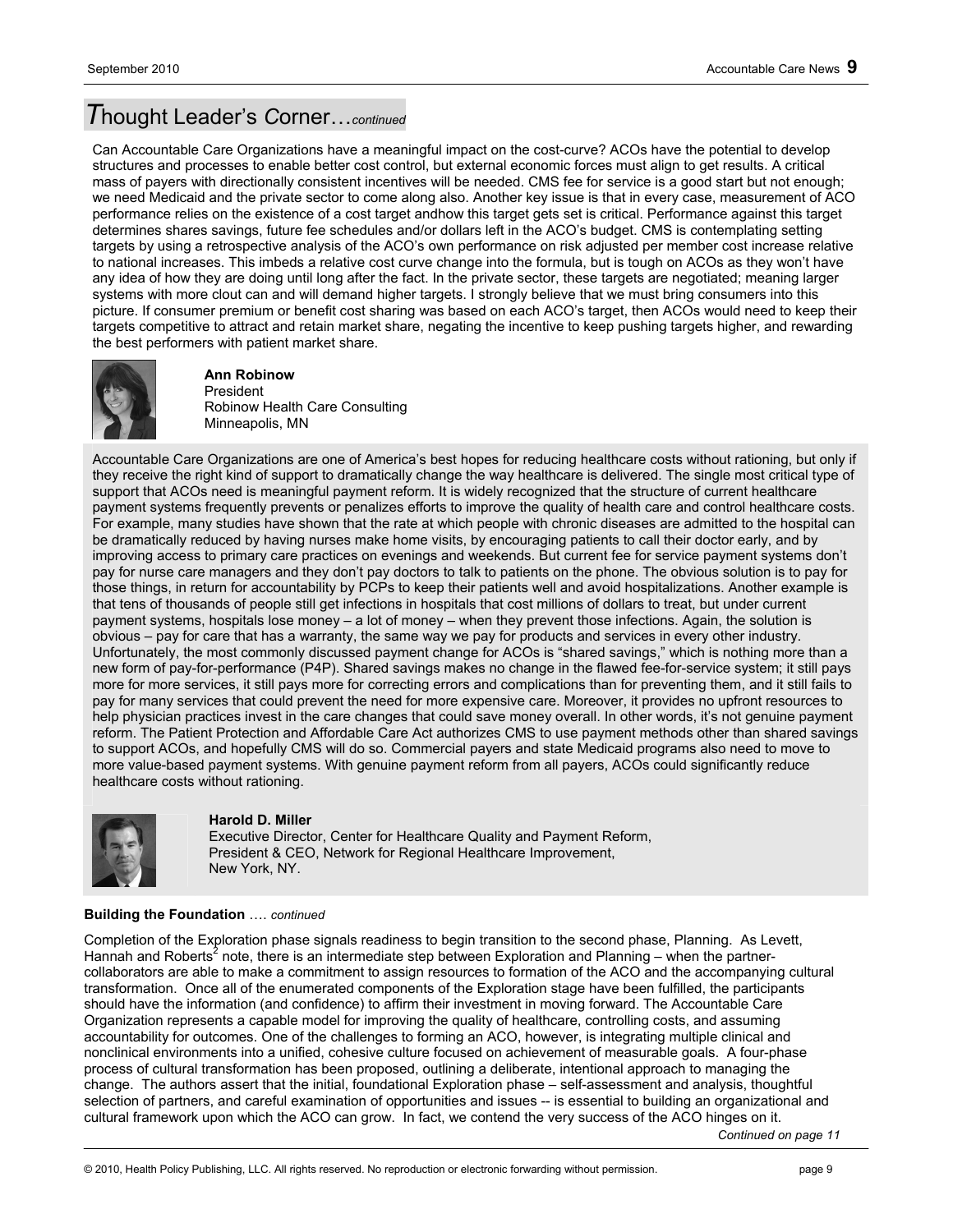# *T*hought Leader's *C*orner…*continued*

Can Accountable Care Organizations have a meaningful impact on the cost-curve? ACOs have the potential to develop structures and processes to enable better cost control, but external economic forces must align to get results. A critical mass of payers with directionally consistent incentives will be needed. CMS fee for service is a good start but not enough; we need Medicaid and the private sector to come along also. Another key issue is that in every case, measurement of ACO performance relies on the existence of a cost target andhow this target gets set is critical. Performance against this target determines shares savings, future fee schedules and/or dollars left in the ACO's budget. CMS is contemplating setting targets by using a retrospective analysis of the ACO's own performance on risk adjusted per member cost increase relative to national increases. This imbeds a relative cost curve change into the formula, but is tough on ACOs as they won't have any idea of how they are doing until long after the fact. In the private sector, these targets are negotiated; meaning larger systems with more clout can and will demand higher targets. I strongly believe that we must bring consumers into this picture. If consumer premium or benefit cost sharing was based on each ACO's target, then ACOs would need to keep their targets competitive to attract and retain market share, negating the incentive to keep pushing targets higher, and rewarding the best performers with patient market share.

**Ann Robinow**
President
Robinow Health Care Consulting
Minneapolis, MN

Accountable Care Organizations are one of America's best hopes for reducing healthcare costs without rationing, but only if they receive the right kind of support to dramatically change the way healthcare is delivered. The single most critical type of support that ACOs need is meaningful payment reform. It is widely recognized that the structure of current healthcare payment systems frequently prevents or penalizes efforts to improve the quality of health care and control healthcare costs. For example, many studies have shown that the rate at which people with chronic diseases are admitted to the hospital can be dramatically reduced by having nurses make home visits, by encouraging patients to call their doctor early, and by improving access to primary care practices on evenings and weekends. But current fee for service payment systems don't pay for nurse care managers and they don't pay doctors to talk to patients on the phone. The obvious solution is to pay for those things, in return for accountability by PCPs to keep their patients well and avoid hospitalizations. Another example is that tens of thousands of people still get infections in hospitals that cost millions of dollars to treat, but under current payment systems, hospitals lose money – a lot of money – when they prevent those infections. Again, the solution is obvious – pay for care that has a warranty, the same way we pay for products and services in every other industry. Unfortunately, the most commonly discussed payment change for ACOs is "shared savings," which is nothing more than a new form of pay-for-performance (P4P). Shared savings makes no change in the flawed fee-for-service system; it still pays more for more services, it still pays more for correcting errors and complications than for preventing them, and it still fails to pay for many services that could prevent the need for more expensive care. Moreover, it provides no upfront resources to help physician practices invest in the care changes that could save money overall. In other words, it's not genuine payment reform. The Patient Protection and Affordable Care Act authorizes CMS to use payment methods other than shared savings to support ACOs, and hopefully CMS will do so. Commercial payers and state Medicaid programs also need to move to more value-based payment systems. With genuine payment reform from all payers, ACOs could significantly reduce healthcare costs without rationing.

**Harold D. Miller**
Executive Director, Center for Healthcare Quality and Payment Reform,
President & CEO, Network for Regional Healthcare Improvement,
New York, NY.

**Building the Foundation** …. *continued*

Completion of the Exploration phase signals readiness to begin transition to the second phase, Planning. As Levett, Hannah and Roberts[2] note, there is an intermediate step between Exploration and Planning – when the partner-collaborators are able to make a commitment to assign resources to formation of the ACO and the accompanying cultural transformation. Once all of the enumerated components of the Exploration stage have been fulfilled, the participants should have the information (and confidence) to affirm their investment in moving forward. The Accountable Care Organization represents a capable model for improving the quality of healthcare, controlling costs, and assuming accountability for outcomes. One of the challenges to forming an ACO, however, is integrating multiple clinical and nonclinical environments into a unified, cohesive culture focused on achievement of measurable goals. A four-phase process of cultural transformation has been proposed, outlining a deliberate, intentional approach to managing the change. The authors assert that the initial, foundational Exploration phase – self-assessment and analysis, thoughtful selection of partners, and careful examination of opportunities and issues -- is essential to building an organizational and cultural framework upon which the ACO can grow. In fact, we contend the very success of the ACO hinges on it.

*Continued on page 11*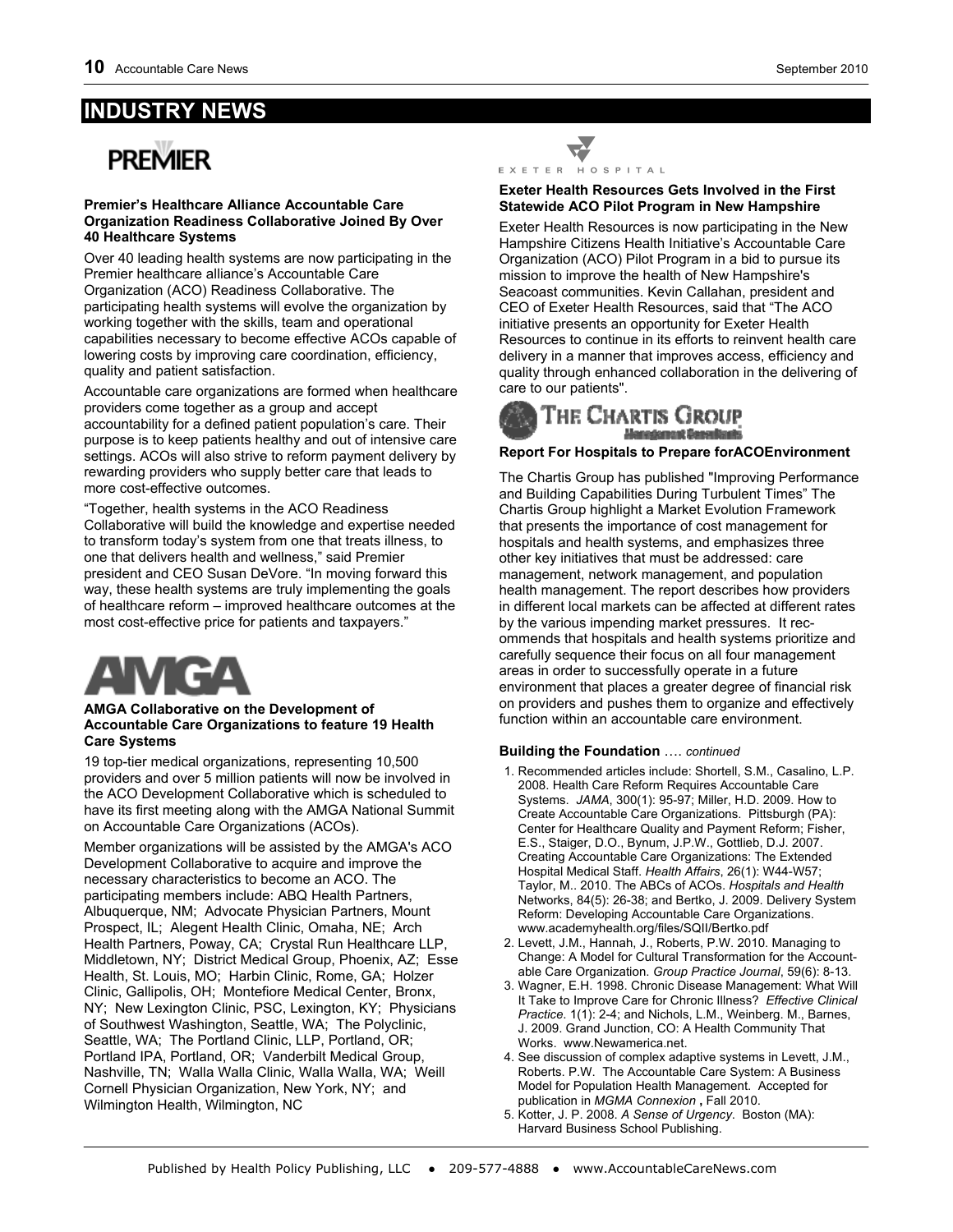# INDUSTRY NEWS

### Premier's Healthcare Alliance Accountable Care Organization Readiness Collaborative Joined By Over 40 Healthcare Systems

Over 40 leading health systems are now participating in the Premier healthcare alliance's Accountable Care Organization (ACO) Readiness Collaborative. The participating health systems will evolve the organization by working together with the skills, team and operational capabilities necessary to become effective ACOs capable of lowering costs by improving care coordination, efficiency, quality and patient satisfaction.

Accountable care organizations are formed when healthcare providers come together as a group and accept accountability for a defined patient population's care. Their purpose is to keep patients healthy and out of intensive care settings. ACOs will also strive to reform payment delivery by rewarding providers who supply better care that leads to more cost-effective outcomes.

"Together, health systems in the ACO Readiness Collaborative will build the knowledge and expertise needed to transform today's system from one that treats illness, to one that delivers health and wellness," said Premier president and CEO Susan DeVore. "In moving forward this way, these health systems are truly implementing the goals of healthcare reform – improved healthcare outcomes at the most cost-effective price for patients and taxpayers."

### AMGA Collaborative on the Development of Accountable Care Organizations to feature 19 Health Care Systems

19 top-tier medical organizations, representing 10,500 providers and over 5 million patients will now be involved in the ACO Development Collaborative which is scheduled to have its first meeting along with the AMGA National Summit on Accountable Care Organizations (ACOs).

Member organizations will be assisted by the AMGA's ACO Development Collaborative to acquire and improve the necessary characteristics to become an ACO. The participating members include: ABQ Health Partners, Albuquerque, NM; Advocate Physician Partners, Mount Prospect, IL; Alegent Health Clinic, Omaha, NE; Arch Health Partners, Poway, CA; Crystal Run Healthcare LLP, Middletown, NY; District Medical Group, Phoenix, AZ; Esse Health, St. Louis, MO; Harbin Clinic, Rome, GA; Holzer Clinic, Gallipolis, OH; Montefiore Medical Center, Bronx, NY; New Lexington Clinic, PSC, Lexington, KY; Physicians of Southwest Washington, Seattle, WA; The Polyclinic, Seattle, WA; The Portland Clinic, LLP, Portland, OR; Portland IPA, Portland, OR; Vanderbilt Medical Group, Nashville, TN; Walla Walla Clinic, Walla Walla, WA; Weill Cornell Physician Organization, New York, NY; and Wilmington Health, Wilmington, NC

### Exeter Health Resources Gets Involved in the First Statewide ACO Pilot Program in New Hampshire

Exeter Health Resources is now participating in the New Hampshire Citizens Health Initiative's Accountable Care Organization (ACO) Pilot Program in a bid to pursue its mission to improve the health of New Hampshire's Seacoast communities. Kevin Callahan, president and CEO of Exeter Health Resources, said that "The ACO initiative presents an opportunity for Exeter Health Resources to continue in its efforts to reinvent health care delivery in a manner that improves access, efficiency and quality through enhanced collaboration in the delivering of care to our patients".

### Report For Hospitals to Prepare forACOEnvironment

The Chartis Group has published "Improving Performance and Building Capabilities During Turbulent Times" The Chartis Group highlight a Market Evolution Framework that presents the importance of cost management for hospitals and health systems, and emphasizes three other key initiatives that must be addressed: care management, network management, and population health management. The report describes how providers in different local markets can be affected at different rates by the various impending market pressures. It recommends that hospitals and health systems prioritize and carefully sequence their focus on all four management areas in order to successfully operate in a future environment that places a greater degree of financial risk on providers and pushes them to organize and effectively function within an accountable care environment.

**Building the Foundation** …. *continued*

1. Recommended articles include: Shortell, S.M., Casalino, L.P. 2008. Health Care Reform Requires Accountable Care Systems. *JAMA*, 300(1): 95-97; Miller, H.D. 2009. How to Create Accountable Care Organizations. Pittsburgh (PA): Center for Healthcare Quality and Payment Reform; Fisher, E.S., Staiger, D.O., Bynum, J.P.W., Gottlieb, D.J. 2007. Creating Accountable Care Organizations: The Extended Hospital Medical Staff. *Health Affairs*, 26(1): W44-W57; Taylor, M.. 2010. The ABCs of ACOs. *Hospitals and Health* Networks, 84(5): 26-38; and Bertko, J. 2009. Delivery System Reform: Developing Accountable Care Organizations. www.academyhealth.org/files/SQII/Bertko.pdf
2. Levett, J.M., Hannah, J., Roberts, P.W. 2010. Managing to Change: A Model for Cultural Transformation for the Accountable Care Organization. *Group Practice Journal*, 59(6): 8-13.
3. Wagner, E.H. 1998. Chronic Disease Management: What Will It Take to Improve Care for Chronic Illness? *Effective Clinical Practice*. 1(1): 2-4; and Nichols, L.M., Weinberg. M., Barnes, J. 2009. Grand Junction, CO: A Health Community That Works. www.Newamerica.net.
4. See discussion of complex adaptive systems in Levett, J.M., Roberts. P.W. The Accountable Care System: A Business Model for Population Health Management. Accepted for publication in *MGMA Connexion* **,** Fall 2010.
5. Kotter, J. P. 2008. *A Sense of Urgency*. Boston (MA): Harvard Business School Publishing.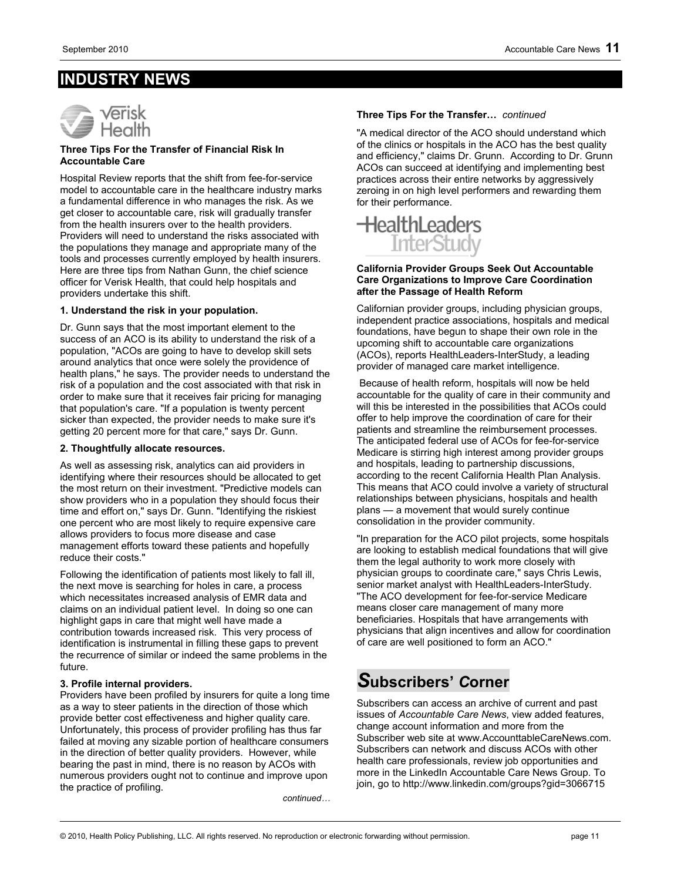## INDUSTRY NEWS

**Three Tips For the Transfer of Financial Risk In Accountable Care**

Hospital Review reports that the shift from fee-for-service model to accountable care in the healthcare industry marks a fundamental difference in who manages the risk. As we get closer to accountable care, risk will gradually transfer from the health insurers over to the health providers. Providers will need to understand the risks associated with the populations they manage and appropriate many of the tools and processes currently employed by health insurers. Here are three tips from Nathan Gunn, the chief science officer for Verisk Health, that could help hospitals and providers undertake this shift.

**1. Understand the risk in your population.**

Dr. Gunn says that the most important element to the success of an ACO is its ability to understand the risk of a population, "ACOs are going to have to develop skill sets around analytics that once were solely the providence of health plans," he says. The provider needs to understand the risk of a population and the cost associated with that risk in order to make sure that it receives fair pricing for managing that population's care. "If a population is twenty percent sicker than expected, the provider needs to make sure it's getting 20 percent more for that care," says Dr. Gunn.

**2. Thoughtfully allocate resources.**

As well as assessing risk, analytics can aid providers in identifying where their resources should be allocated to get the most return on their investment. "Predictive models can show providers who in a population they should focus their time and effort on," says Dr. Gunn. "Identifying the riskiest one percent who are most likely to require expensive care allows providers to focus more disease and case management efforts toward these patients and hopefully reduce their costs."

Following the identification of patients most likely to fall ill, the next move is searching for holes in care, a process which necessitates increased analysis of EMR data and claims on an individual patient level. In doing so one can highlight gaps in care that might well have made a contribution towards increased risk. This very process of identification is instrumental in filling these gaps to prevent the recurrence of similar or indeed the same problems in the future.

**3. Profile internal providers.**

Providers have been profiled by insurers for quite a long time as a way to steer patients in the direction of those which provide better cost effectiveness and higher quality care. Unfortunately, this process of provider profiling has thus far failed at moving any sizable portion of healthcare consumers in the direction of better quality providers. However, while bearing the past in mind, there is no reason by ACOs with numerous providers ought not to continue and improve upon the practice of profiling.

*continued…*

**Three Tips For the Transfer…** *continued*

"A medical director of the ACO should understand which of the clinics or hospitals in the ACO has the best quality and efficiency," claims Dr. Grunn. According to Dr. Grunn ACOs can succeed at identifying and implementing best practices across their entire networks by aggressively zeroing in on high level performers and rewarding them for their performance.

**California Provider Groups Seek Out Accountable Care Organizations to Improve Care Coordination after the Passage of Health Reform**

Californian provider groups, including physician groups, independent practice associations, hospitals and medical foundations, have begun to shape their own role in the upcoming shift to accountable care organizations (ACOs), reports HealthLeaders-InterStudy, a leading provider of managed care market intelligence.

Because of health reform, hospitals will now be held accountable for the quality of care in their community and will this be interested in the possibilities that ACOs could offer to help improve the coordination of care for their patients and streamline the reimbursement processes. The anticipated federal use of ACOs for fee-for-service Medicare is stirring high interest among provider groups and hospitals, leading to partnership discussions, according to the recent California Health Plan Analysis. This means that ACO could involve a variety of structural relationships between physicians, hospitals and health plans — a movement that would surely continue consolidation in the provider community.

"In preparation for the ACO pilot projects, some hospitals are looking to establish medical foundations that will give them the legal authority to work more closely with physician groups to coordinate care," says Chris Lewis, senior market analyst with HealthLeaders-InterStudy. "The ACO development for fee-for-service Medicare means closer care management of many more beneficiaries. Hospitals that have arrangements with physicians that align incentives and allow for coordination of care are well positioned to form an ACO."

## Subscribers' Corner

Subscribers can access an archive of current and past issues of *Accountable Care News*, view added features, change account information and more from the Subscriber web site at www.AccounttableCareNews.com. Subscribers can network and discuss ACOs with other health care professionals, review job opportunities and more in the LinkedIn Accountable Care News Group. To join, go to http://www.linkedin.com/groups?gid=3066715

© 2010, Health Policy Publishing, LLC. All rights reserved. No reproduction or electronic forwarding without permission.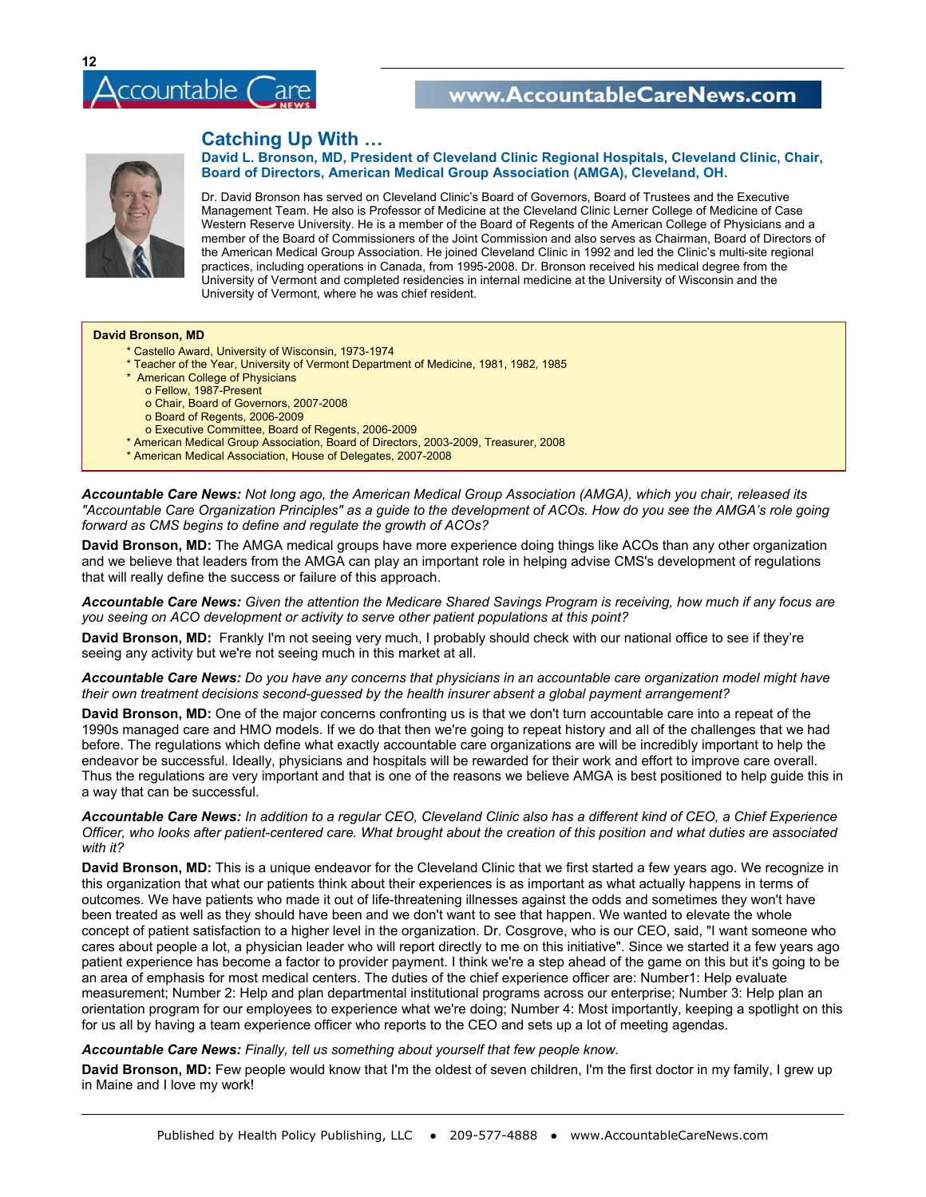## Catching Up With …

### David L. Bronson, MD, President of Cleveland Clinic Regional Hospitals, Cleveland Clinic, Chair, Board of Directors, American Medical Group Association (AMGA), Cleveland, OH.

Dr. David Bronson has served on Cleveland Clinic's Board of Governors, Board of Trustees and the Executive Management Team. He also is Professor of Medicine at the Cleveland Clinic Lerner College of Medicine of Case Western Reserve University. He is a member of the Board of Regents of the American College of Physicians and a member of the Board of Commissioners of the Joint Commission and also serves as Chairman, Board of Directors of the American Medical Group Association. He joined Cleveland Clinic in 1992 and led the Clinic's multi-site regional practices, including operations in Canada, from 1995-2008. Dr. Bronson received his medical degree from the University of Vermont and completed residencies in internal medicine at the University of Wisconsin and the University of Vermont, where he was chief resident.

**David Bronson, MD**

- Castello Award, University of Wisconsin, 1973-1974
- Teacher of the Year, University of Vermont Department of Medicine, 1981, 1982, 1985
- American College of Physicians
  - Fellow, 1987-Present
  - Chair, Board of Governors, 2007-2008
  - Board of Regents, 2006-2009
  - Executive Committee, Board of Regents, 2006-2009
- American Medical Group Association, Board of Directors, 2003-2009, Treasurer, 2008
- American Medical Association, House of Delegates, 2007-2008

***Accountable Care News:*** *Not long ago, the American Medical Group Association (AMGA), which you chair, released its "Accountable Care Organization Principles" as a guide to the development of ACOs. How do you see the AMGA's role going forward as CMS begins to define and regulate the growth of ACOs?*

**David Bronson, MD:** The AMGA medical groups have more experience doing things like ACOs than any other organization and we believe that leaders from the AMGA can play an important role in helping advise CMS's development of regulations that will really define the success or failure of this approach.

***Accountable Care News:*** *Given the attention the Medicare Shared Savings Program is receiving, how much if any focus are you seeing on ACO development or activity to serve other patient populations at this point?*

**David Bronson, MD:** Frankly I'm not seeing very much, I probably should check with our national office to see if they're seeing any activity but we're not seeing much in this market at all.

***Accountable Care News:*** *Do you have any concerns that physicians in an accountable care organization model might have their own treatment decisions second-guessed by the health insurer absent a global payment arrangement?*

**David Bronson, MD:** One of the major concerns confronting us is that we don't turn accountable care into a repeat of the 1990s managed care and HMO models. If we do that then we're going to repeat history and all of the challenges that we had before. The regulations which define what exactly accountable care organizations are will be incredibly important to help the endeavor be successful. Ideally, physicians and hospitals will be rewarded for their work and effort to improve care overall. Thus the regulations are very important and that is one of the reasons we believe AMGA is best positioned to help guide this in a way that can be successful.

***Accountable Care News:*** *In addition to a regular CEO, Cleveland Clinic also has a different kind of CEO, a Chief Experience Officer, who looks after patient-centered care. What brought about the creation of this position and what duties are associated with it?*

**David Bronson, MD:** This is a unique endeavor for the Cleveland Clinic that we first started a few years ago. We recognize in this organization that what our patients think about their experiences is as important as what actually happens in terms of outcomes. We have patients who made it out of life-threatening illnesses against the odds and sometimes they won't have been treated as well as they should have been and we don't want to see that happen. We wanted to elevate the whole concept of patient satisfaction to a higher level in the organization. Dr. Cosgrove, who is our CEO, said, "I want someone who cares about people a lot, a physician leader who will report directly to me on this initiative". Since we started it a few years ago patient experience has become a factor to provider payment. I think we're a step ahead of the game on this but it's going to be an area of emphasis for most medical centers. The duties of the chief experience officer are: Number1: Help evaluate measurement; Number 2: Help and plan departmental institutional programs across our enterprise; Number 3: Help plan an orientation program for our employees to experience what we're doing; Number 4: Most importantly, keeping a spotlight on this for us all by having a team experience officer who reports to the CEO and sets up a lot of meeting agendas.

***Accountable Care News:*** *Finally, tell us something about yourself that few people know.*

**David Bronson, MD:** Few people would know that I'm the oldest of seven children, I'm the first doctor in my family, I grew up in Maine and I love my work!